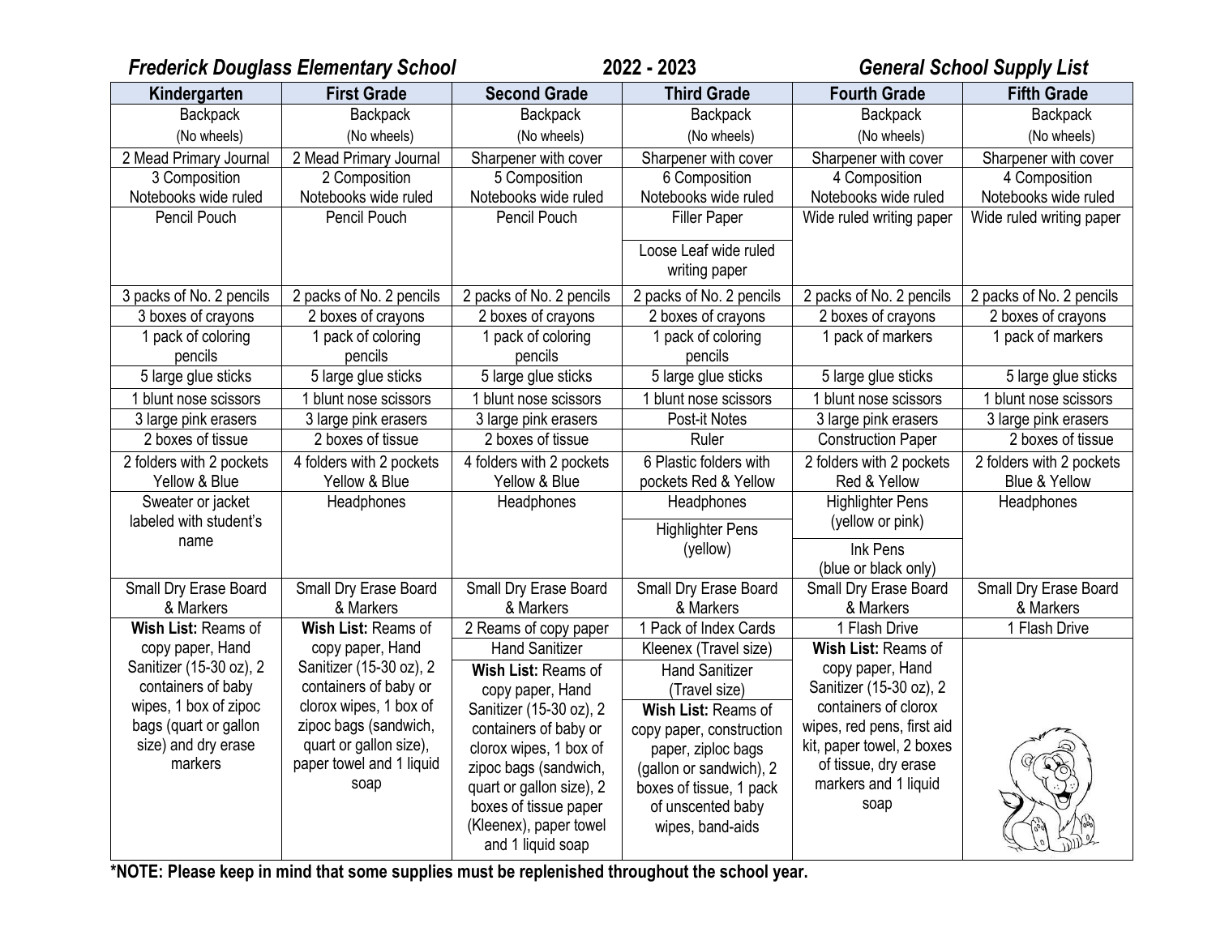*Frederick Douglass Elementary School* **2022 - 2023** ***General School Supply List***

| Kindergarten | First Grade | Second Grade | Third Grade | Fourth Grade | Fifth Grade |
|---|---|---|---|---|---|
| Backpack (No wheels) | Backpack (No wheels) | Backpack (No wheels) | Backpack (No wheels) | Backpack (No wheels) | Backpack (No wheels) |
| 2 Mead Primary Journal | 2 Mead Primary Journal | Sharpener with cover | Sharpener with cover | Sharpener with cover | Sharpener with cover |
| 3 Composition Notebooks wide ruled | 2 Composition Notebooks wide ruled | 5 Composition Notebooks wide ruled | 6 Composition Notebooks wide ruled | 4 Composition Notebooks wide ruled | 4 Composition Notebooks wide ruled |
| Pencil Pouch | Pencil Pouch | Pencil Pouch | Filler Paper<br>Loose Leaf wide ruled writing paper | Wide ruled writing paper | Wide ruled writing paper |
| 3 packs of No. 2 pencils | 2 packs of No. 2 pencils | 2 packs of No. 2 pencils | 2 packs of No. 2 pencils | 2 packs of No. 2 pencils | 2 packs of No. 2 pencils |
| 3 boxes of crayons | 2 boxes of crayons | 2 boxes of crayons | 2 boxes of crayons | 2 boxes of crayons | 2 boxes of crayons |
| 1 pack of coloring pencils | 1 pack of coloring pencils | 1 pack of coloring pencils | 1 pack of coloring pencils | 1 pack of markers | 1 pack of markers |
| 5 large glue sticks | 5 large glue sticks | 5 large glue sticks | 5 large glue sticks | 5 large glue sticks | 5 large glue sticks |
| 1 blunt nose scissors | 1 blunt nose scissors | 1 blunt nose scissors | 1 blunt nose scissors | 1 blunt nose scissors | 1 blunt nose scissors |
| 3 large pink erasers | 3 large pink erasers | 3 large pink erasers | Post-it Notes | 3 large pink erasers | 3 large pink erasers |
| 2 boxes of tissue | 2 boxes of tissue | 2 boxes of tissue | Ruler | Construction Paper | 2 boxes of tissue |
| 2 folders with 2 pockets Yellow & Blue | 4 folders with 2 pockets Yellow & Blue | 4 folders with 2 pockets Yellow & Blue | 6 Plastic folders with pockets Red & Yellow | 2 folders with 2 pockets Red & Yellow | 2 folders with 2 pockets Blue & Yellow |
| Sweater or jacket labeled with student's name | Headphones | Headphones | Headphones<br>Highlighter Pens (yellow) | Highlighter Pens (yellow or pink)<br>Ink Pens (blue or black only) | Headphones |
| Small Dry Erase Board & Markers | Small Dry Erase Board & Markers | Small Dry Erase Board & Markers | Small Dry Erase Board & Markers | Small Dry Erase Board & Markers | Small Dry Erase Board & Markers |
| **Wish List:** Reams of copy paper, Hand Sanitizer (15-30 oz), 2 containers of baby wipes, 1 box of zipoc bags (quart or gallon size) and dry erase markers | **Wish List:** Reams of copy paper, Hand Sanitizer (15-30 oz), 2 containers of baby or clorox wipes, 1 box of zipoc bags (sandwich, quart or gallon size), paper towel and 1 liquid soap | 2 Reams of copy paper<br>Hand Sanitizer<br>**Wish List:** Reams of copy paper, Hand Sanitizer (15-30 oz), 2 containers of baby or clorox wipes, 1 box of zipoc bags (sandwich, quart or gallon size), 2 boxes of tissue paper (Kleenex), paper towel and 1 liquid soap | 1 Pack of Index Cards<br>Kleenex (Travel size)<br>Hand Sanitizer (Travel size)<br>**Wish List:** Reams of copy paper, construction paper, ziploc bags (gallon or sandwich), 2 boxes of tissue, 1 pack of unscented baby wipes, band-aids | 1 Flash Drive<br>**Wish List:** Reams of copy paper, Hand Sanitizer (15-30 oz), 2 containers of clorox wipes, red pens, first aid kit, paper towel, 2 boxes of tissue, dry erase markers and 1 liquid soap | 1 Flash Drive |

**\*NOTE: Please keep in mind that some supplies must be replenished throughout the school year.**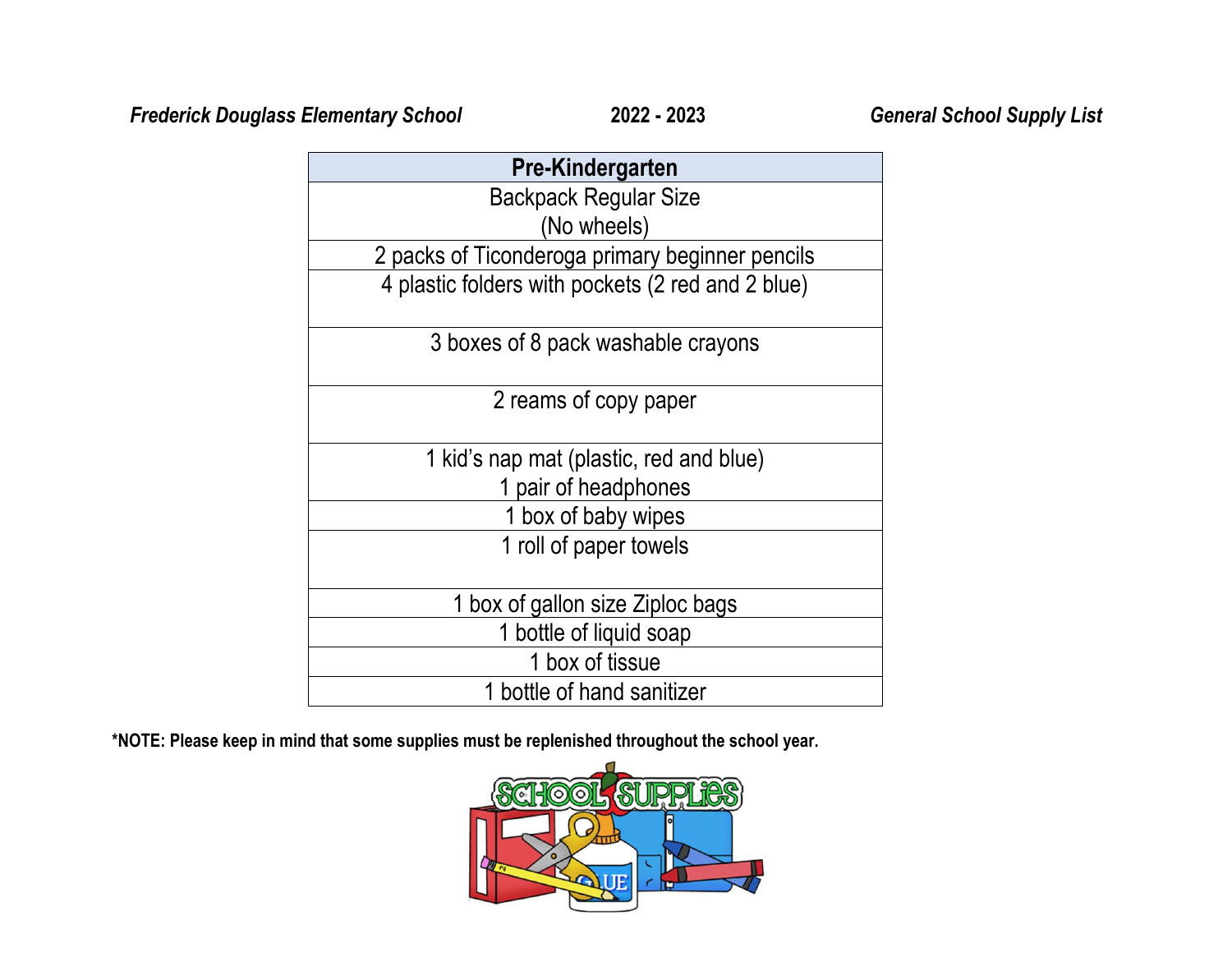*Frederick Douglass Elementary School* **2022 - 2023** *General School Supply List*

| Pre-Kindergarten |
| --- |
| Backpack Regular Size (No wheels) |
| 2 packs of Ticonderoga primary beginner pencils |
| 4 plastic folders with pockets (2 red and 2 blue) |
| 3 boxes of 8 pack washable crayons |
| 2 reams of copy paper |
| 1 kid's nap mat (plastic, red and blue) 1 pair of headphones |
| 1 box of baby wipes |
| 1 roll of paper towels |
| 1 box of gallon size Ziploc bags |
| 1 bottle of liquid soap |
| 1 box of tissue |
| 1 bottle of hand sanitizer |

**\*NOTE: Please keep in mind that some supplies must be replenished throughout the school year.**